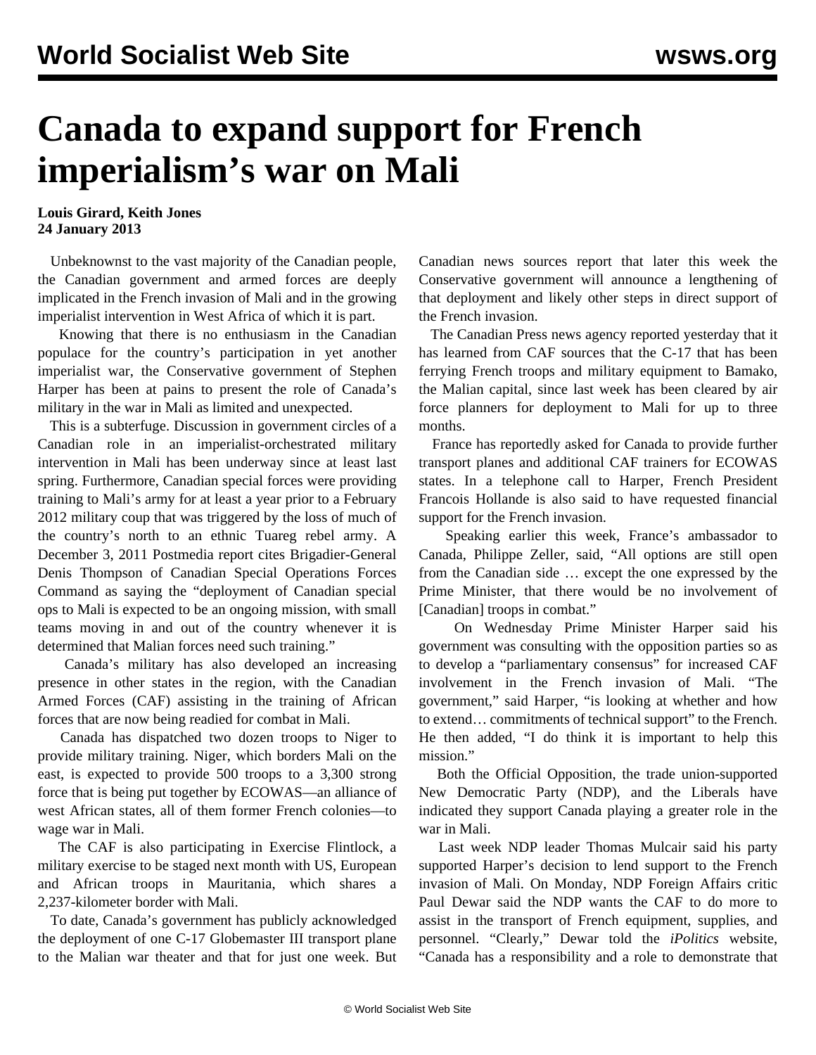# Canada to expand support for French imperialism's war on Mali

**Louis Girard, Keith Jones**
**24 January 2013**

Unbeknownst to the vast majority of the Canadian people, the Canadian government and armed forces are deeply implicated in the French invasion of Mali and in the growing imperialist intervention in West Africa of which it is part.

Knowing that there is no enthusiasm in the Canadian populace for the country's participation in yet another imperialist war, the Conservative government of Stephen Harper has been at pains to present the role of Canada's military in the war in Mali as limited and unexpected.

This is a subterfuge. Discussion in government circles of a Canadian role in an imperialist-orchestrated military intervention in Mali has been underway since at least last spring. Furthermore, Canadian special forces were providing training to Mali's army for at least a year prior to a February 2012 military coup that was triggered by the loss of much of the country's north to an ethnic Tuareg rebel army. A December 3, 2011 Postmedia report cites Brigadier-General Denis Thompson of Canadian Special Operations Forces Command as saying the "deployment of Canadian special ops to Mali is expected to be an ongoing mission, with small teams moving in and out of the country whenever it is determined that Malian forces need such training."

Canada's military has also developed an increasing presence in other states in the region, with the Canadian Armed Forces (CAF) assisting in the training of African forces that are now being readied for combat in Mali.

Canada has dispatched two dozen troops to Niger to provide military training. Niger, which borders Mali on the east, is expected to provide 500 troops to a 3,300 strong force that is being put together by ECOWAS—an alliance of west African states, all of them former French colonies—to wage war in Mali.

The CAF is also participating in Exercise Flintlock, a military exercise to be staged next month with US, European and African troops in Mauritania, which shares a 2,237-kilometer border with Mali.

To date, Canada's government has publicly acknowledged the deployment of one C-17 Globemaster III transport plane to the Malian war theater and that for just one week. But Canadian news sources report that later this week the Conservative government will announce a lengthening of that deployment and likely other steps in direct support of the French invasion.

The Canadian Press news agency reported yesterday that it has learned from CAF sources that the C-17 that has been ferrying French troops and military equipment to Bamako, the Malian capital, since last week has been cleared by air force planners for deployment to Mali for up to three months.

France has reportedly asked for Canada to provide further transport planes and additional CAF trainers for ECOWAS states. In a telephone call to Harper, French President Francois Hollande is also said to have requested financial support for the French invasion.

Speaking earlier this week, France's ambassador to Canada, Philippe Zeller, said, "All options are still open from the Canadian side … except the one expressed by the Prime Minister, that there would be no involvement of [Canadian] troops in combat."

On Wednesday Prime Minister Harper said his government was consulting with the opposition parties so as to develop a "parliamentary consensus" for increased CAF involvement in the French invasion of Mali. "The government," said Harper, "is looking at whether and how to extend… commitments of technical support" to the French. He then added, "I do think it is important to help this mission."

Both the Official Opposition, the trade union-supported New Democratic Party (NDP), and the Liberals have indicated they support Canada playing a greater role in the war in Mali.

Last week NDP leader Thomas Mulcair said his party supported Harper's decision to lend support to the French invasion of Mali. On Monday, NDP Foreign Affairs critic Paul Dewar said the NDP wants the CAF to do more to assist in the transport of French equipment, supplies, and personnel. "Clearly," Dewar told the *iPolitics* website, "Canada has a responsibility and a role to demonstrate that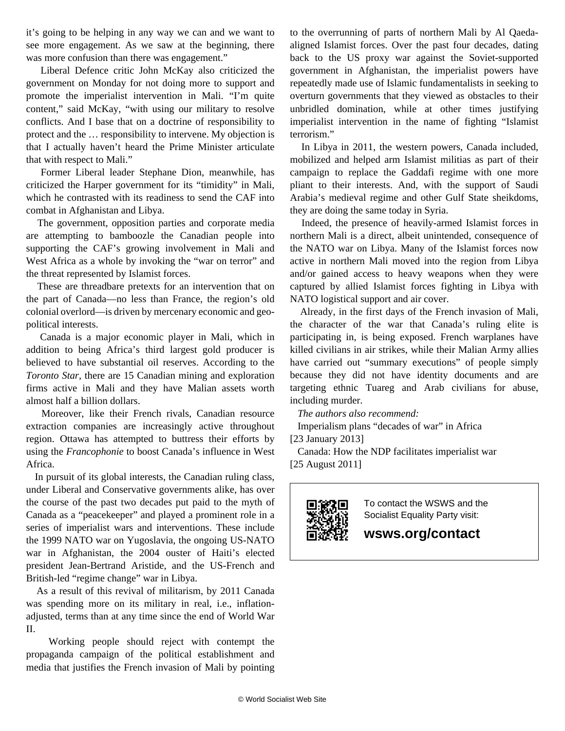it's going to be helping in any way we can and we want to see more engagement. As we saw at the beginning, there was more confusion than there was engagement."

Liberal Defence critic John McKay also criticized the government on Monday for not doing more to support and promote the imperialist intervention in Mali. "I'm quite content," said McKay, "with using our military to resolve conflicts. And I base that on a doctrine of responsibility to protect and the … responsibility to intervene. My objection is that I actually haven't heard the Prime Minister articulate that with respect to Mali."

Former Liberal leader Stephane Dion, meanwhile, has criticized the Harper government for its "timidity" in Mali, which he contrasted with its readiness to send the CAF into combat in Afghanistan and Libya.

The government, opposition parties and corporate media are attempting to bamboozle the Canadian people into supporting the CAF's growing involvement in Mali and West Africa as a whole by invoking the "war on terror" and the threat represented by Islamist forces.

These are threadbare pretexts for an intervention that on the part of Canada—no less than France, the region's old colonial overlord—is driven by mercenary economic and geo-political interests.

Canada is a major economic player in Mali, which in addition to being Africa's third largest gold producer is believed to have substantial oil reserves. According to the *Toronto Star*, there are 15 Canadian mining and exploration firms active in Mali and they have Malian assets worth almost half a billion dollars.

Moreover, like their French rivals, Canadian resource extraction companies are increasingly active throughout region. Ottawa has attempted to buttress their efforts by using the *Francophonie* to boost Canada's influence in West Africa.

In pursuit of its global interests, the Canadian ruling class, under Liberal and Conservative governments alike, has over the course of the past two decades put paid to the myth of Canada as a "peacekeeper" and played a prominent role in a series of imperialist wars and interventions. These include the 1999 NATO war on Yugoslavia, the ongoing US-NATO war in Afghanistan, the 2004 ouster of Haiti's elected president Jean-Bertrand Aristide, and the US-French and British-led "regime change" war in Libya.

As a result of this revival of militarism, by 2011 Canada was spending more on its military in real, i.e., inflation-adjusted, terms than at any time since the end of World War II.

Working people should reject with contempt the propaganda campaign of the political establishment and media that justifies the French invasion of Mali by pointing to the overrunning of parts of northern Mali by Al Qaeda-aligned Islamist forces. Over the past four decades, dating back to the US proxy war against the Soviet-supported government in Afghanistan, the imperialist powers have repeatedly made use of Islamic fundamentalists in seeking to overturn governments that they viewed as obstacles to their unbridled domination, while at other times justifying imperialist intervention in the name of fighting "Islamist terrorism."

In Libya in 2011, the western powers, Canada included, mobilized and helped arm Islamist militias as part of their campaign to replace the Gaddafi regime with one more pliant to their interests. And, with the support of Saudi Arabia's medieval regime and other Gulf State sheikdoms, they are doing the same today in Syria.

Indeed, the presence of heavily-armed Islamist forces in northern Mali is a direct, albeit unintended, consequence of the NATO war on Libya. Many of the Islamist forces now active in northern Mali moved into the region from Libya and/or gained access to heavy weapons when they were captured by allied Islamist forces fighting in Libya with NATO logistical support and air cover.

Already, in the first days of the French invasion of Mali, the character of the war that Canada's ruling elite is participating in, is being exposed. French warplanes have killed civilians in air strikes, while their Malian Army allies have carried out "summary executions" of people simply because they did not have identity documents and are targeting ethnic Tuareg and Arab civilians for abuse, including murder.

*The authors also recommend:*

Imperialism plans "decades of war" in Africa
[23 January 2013]

Canada: How the NDP facilitates imperialist war
[25 August 2011]

To contact the WSWS and the Socialist Equality Party visit:

**wsws.org/contact**